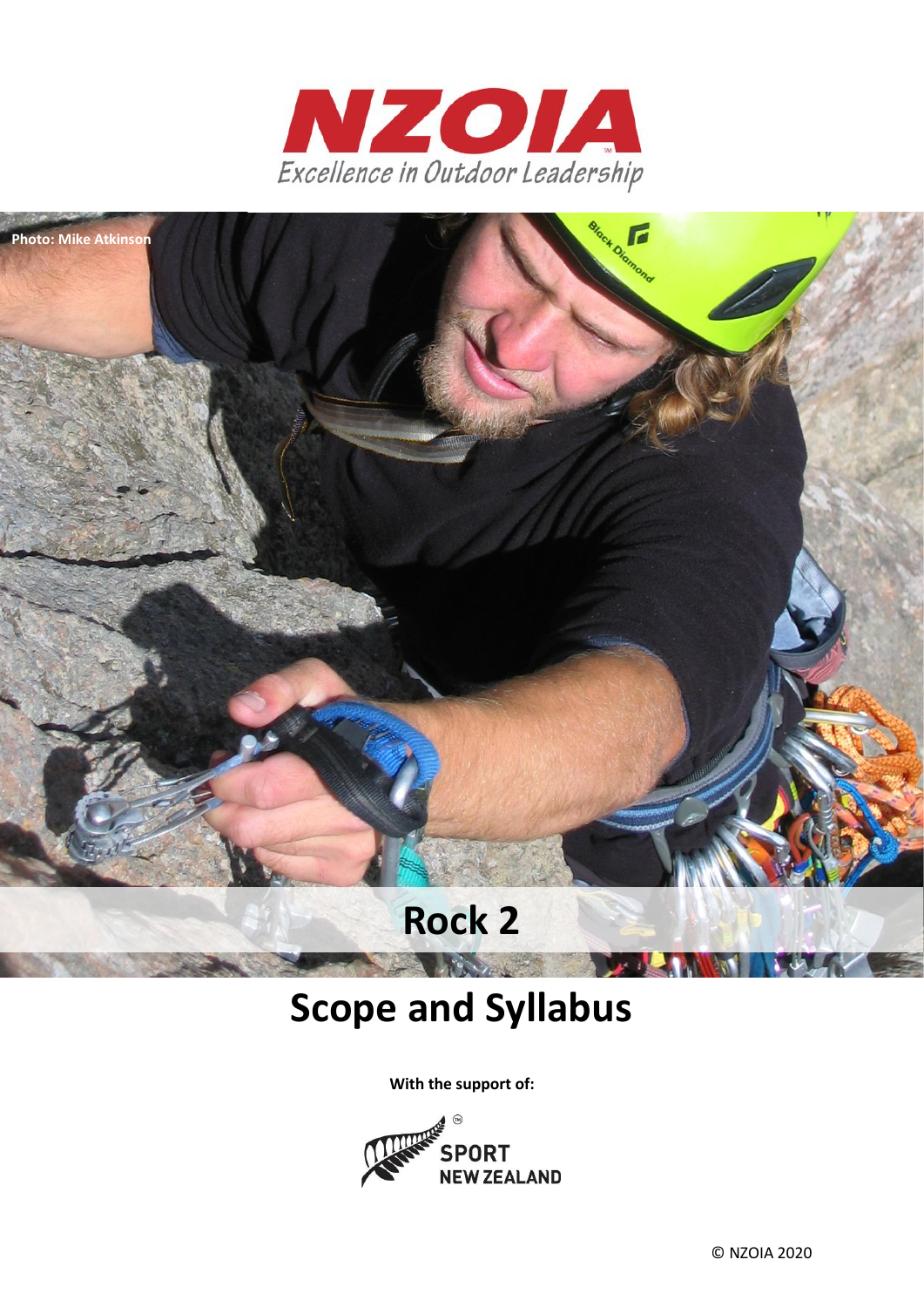# NZOIA

*Excellence in Outdoor Leadership*

Photo: Mike Atkinson

# Rock 2

# Scope and Syllabus

**With the support of:**

SPORT NEW ZEALAND

© NZOIA 2020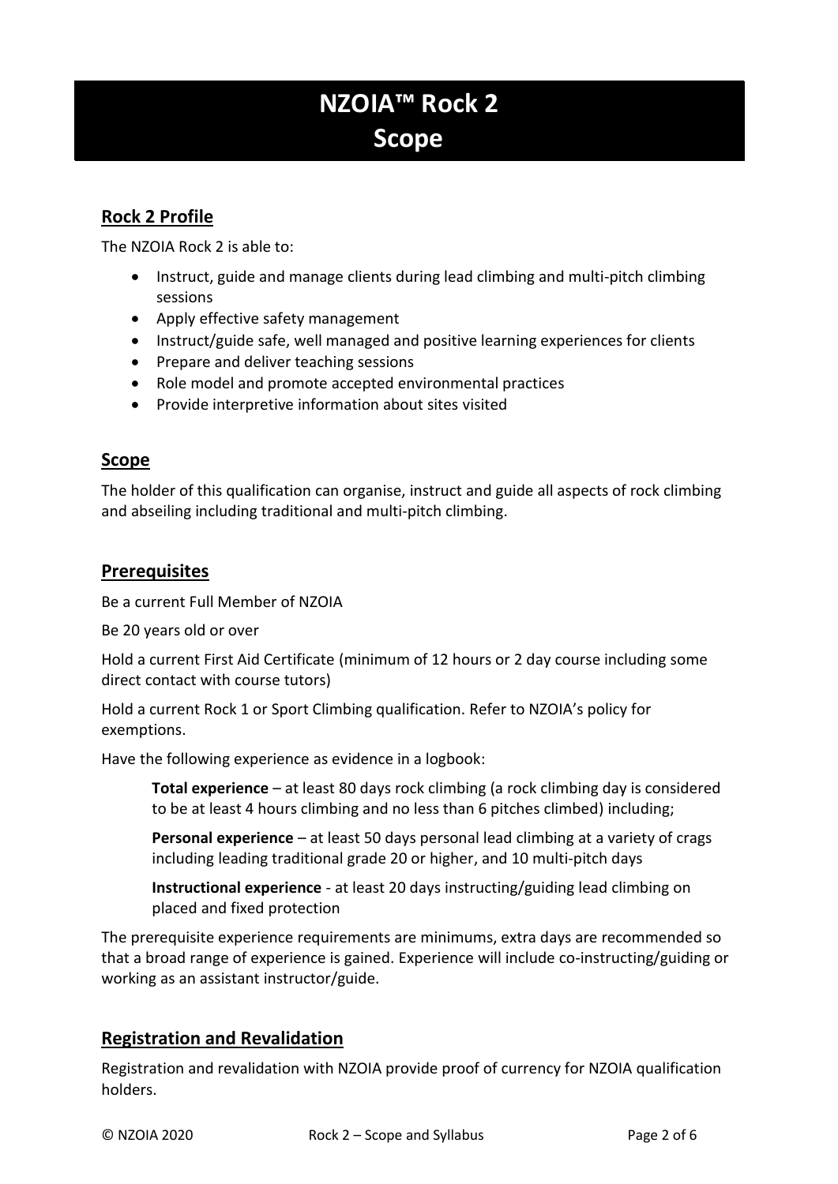# NZOIA™ Rock 2 Scope

## Rock 2 Profile

The NZOIA Rock 2 is able to:

- Instruct, guide and manage clients during lead climbing and multi-pitch climbing sessions
- Apply effective safety management
- Instruct/guide safe, well managed and positive learning experiences for clients
- Prepare and deliver teaching sessions
- Role model and promote accepted environmental practices
- Provide interpretive information about sites visited

## Scope

The holder of this qualification can organise, instruct and guide all aspects of rock climbing and abseiling including traditional and multi-pitch climbing.

## Prerequisites

Be a current Full Member of NZOIA

Be 20 years old or over

Hold a current First Aid Certificate (minimum of 12 hours or 2 day course including some direct contact with course tutors)

Hold a current Rock 1 or Sport Climbing qualification. Refer to NZOIA's policy for exemptions.

Have the following experience as evidence in a logbook:

> **Total experience** – at least 80 days rock climbing (a rock climbing day is considered to be at least 4 hours climbing and no less than 6 pitches climbed) including;
>
> **Personal experience** – at least 50 days personal lead climbing at a variety of crags including leading traditional grade 20 or higher, and 10 multi-pitch days
>
> **Instructional experience** - at least 20 days instructing/guiding lead climbing on placed and fixed protection

The prerequisite experience requirements are minimums, extra days are recommended so that a broad range of experience is gained. Experience will include co-instructing/guiding or working as an assistant instructor/guide.

## Registration and Revalidation

Registration and revalidation with NZOIA provide proof of currency for NZOIA qualification holders.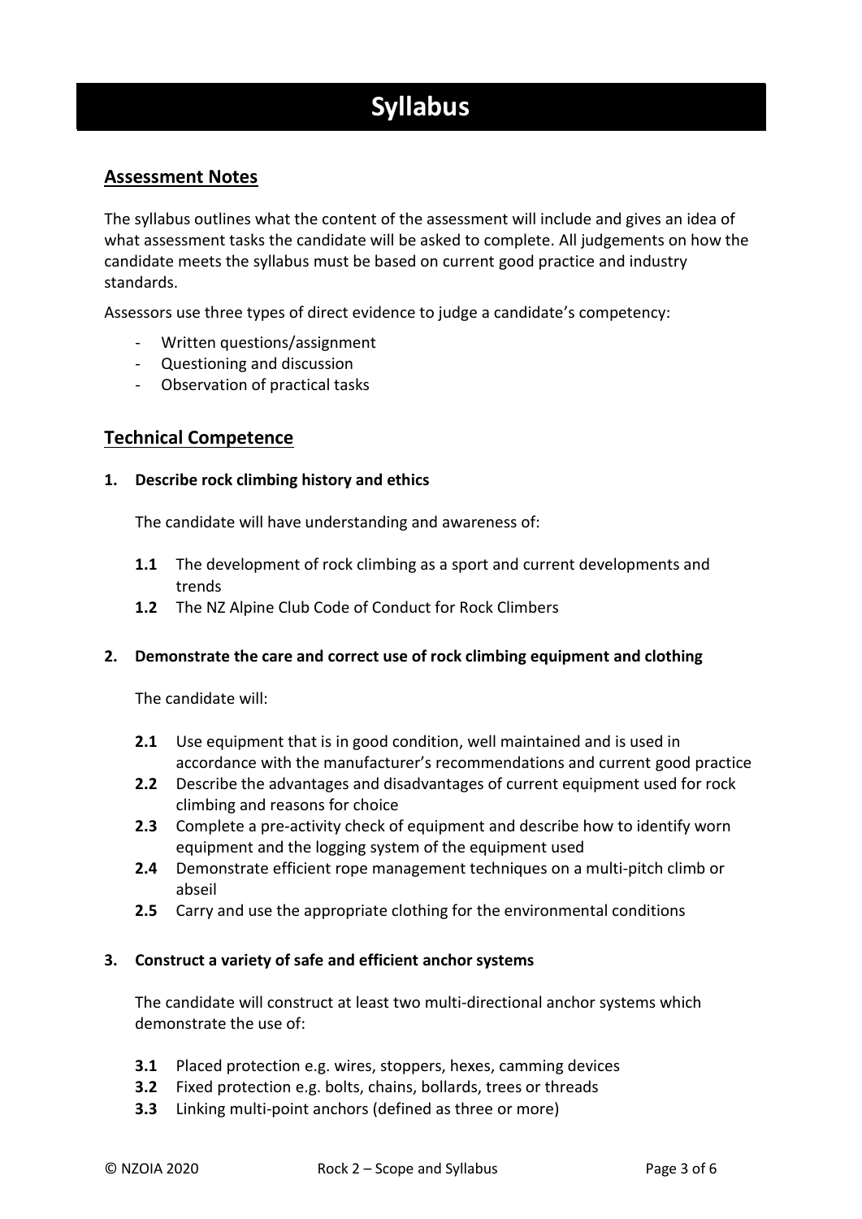# Syllabus

## Assessment Notes

The syllabus outlines what the content of the assessment will include and gives an idea of what assessment tasks the candidate will be asked to complete. All judgements on how the candidate meets the syllabus must be based on current good practice and industry standards.

Assessors use three types of direct evidence to judge a candidate's competency:

- Written questions/assignment
- Questioning and discussion
- Observation of practical tasks

## Technical Competence

**1. Describe rock climbing history and ethics**

The candidate will have understanding and awareness of:

- **1.1** The development of rock climbing as a sport and current developments and trends
- **1.2** The NZ Alpine Club Code of Conduct for Rock Climbers

**2. Demonstrate the care and correct use of rock climbing equipment and clothing**

The candidate will:

- **2.1** Use equipment that is in good condition, well maintained and is used in accordance with the manufacturer's recommendations and current good practice
- **2.2** Describe the advantages and disadvantages of current equipment used for rock climbing and reasons for choice
- **2.3** Complete a pre-activity check of equipment and describe how to identify worn equipment and the logging system of the equipment used
- **2.4** Demonstrate efficient rope management techniques on a multi-pitch climb or abseil
- **2.5** Carry and use the appropriate clothing for the environmental conditions

**3. Construct a variety of safe and efficient anchor systems**

The candidate will construct at least two multi-directional anchor systems which demonstrate the use of:

- **3.1** Placed protection e.g. wires, stoppers, hexes, camming devices
- **3.2** Fixed protection e.g. bolts, chains, bollards, trees or threads
- **3.3** Linking multi-point anchors (defined as three or more)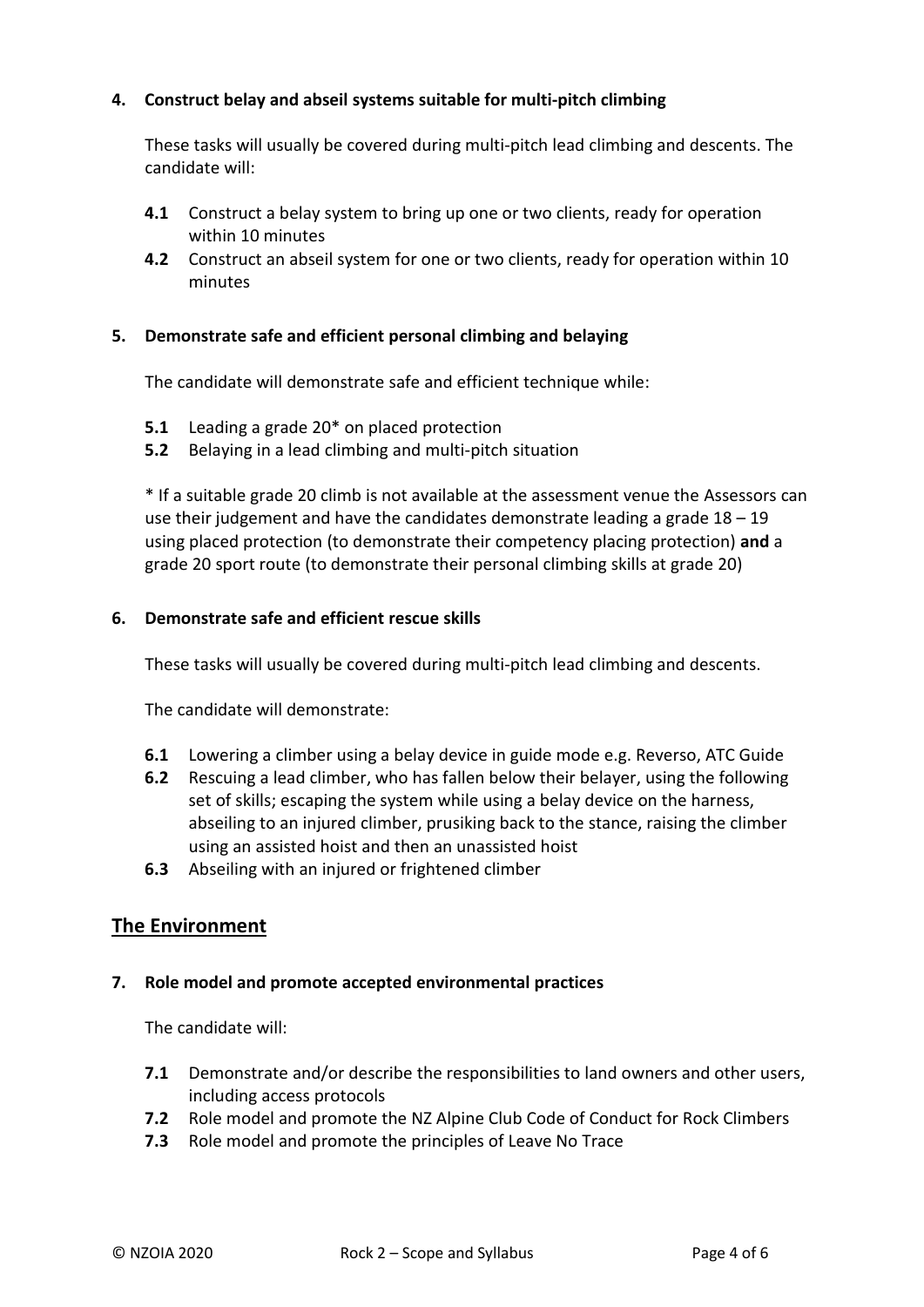**4. Construct belay and abseil systems suitable for multi-pitch climbing**

These tasks will usually be covered during multi-pitch lead climbing and descents. The candidate will:

- **4.1** Construct a belay system to bring up one or two clients, ready for operation within 10 minutes
- **4.2** Construct an abseil system for one or two clients, ready for operation within 10 minutes

**5. Demonstrate safe and efficient personal climbing and belaying**

The candidate will demonstrate safe and efficient technique while:

- **5.1** Leading a grade 20* on placed protection
- **5.2** Belaying in a lead climbing and multi-pitch situation

* If a suitable grade 20 climb is not available at the assessment venue the Assessors can use their judgement and have the candidates demonstrate leading a grade 18 – 19 using placed protection (to demonstrate their competency placing protection) **and** a grade 20 sport route (to demonstrate their personal climbing skills at grade 20)

**6. Demonstrate safe and efficient rescue skills**

These tasks will usually be covered during multi-pitch lead climbing and descents.

The candidate will demonstrate:

- **6.1** Lowering a climber using a belay device in guide mode e.g. Reverso, ATC Guide
- **6.2** Rescuing a lead climber, who has fallen below their belayer, using the following set of skills; escaping the system while using a belay device on the harness, abseiling to an injured climber, prusiking back to the stance, raising the climber using an assisted hoist and then an unassisted hoist
- **6.3** Abseiling with an injured or frightened climber

## The Environment

**7. Role model and promote accepted environmental practices**

The candidate will:

- **7.1** Demonstrate and/or describe the responsibilities to land owners and other users, including access protocols
- **7.2** Role model and promote the NZ Alpine Club Code of Conduct for Rock Climbers
- **7.3** Role model and promote the principles of Leave No Trace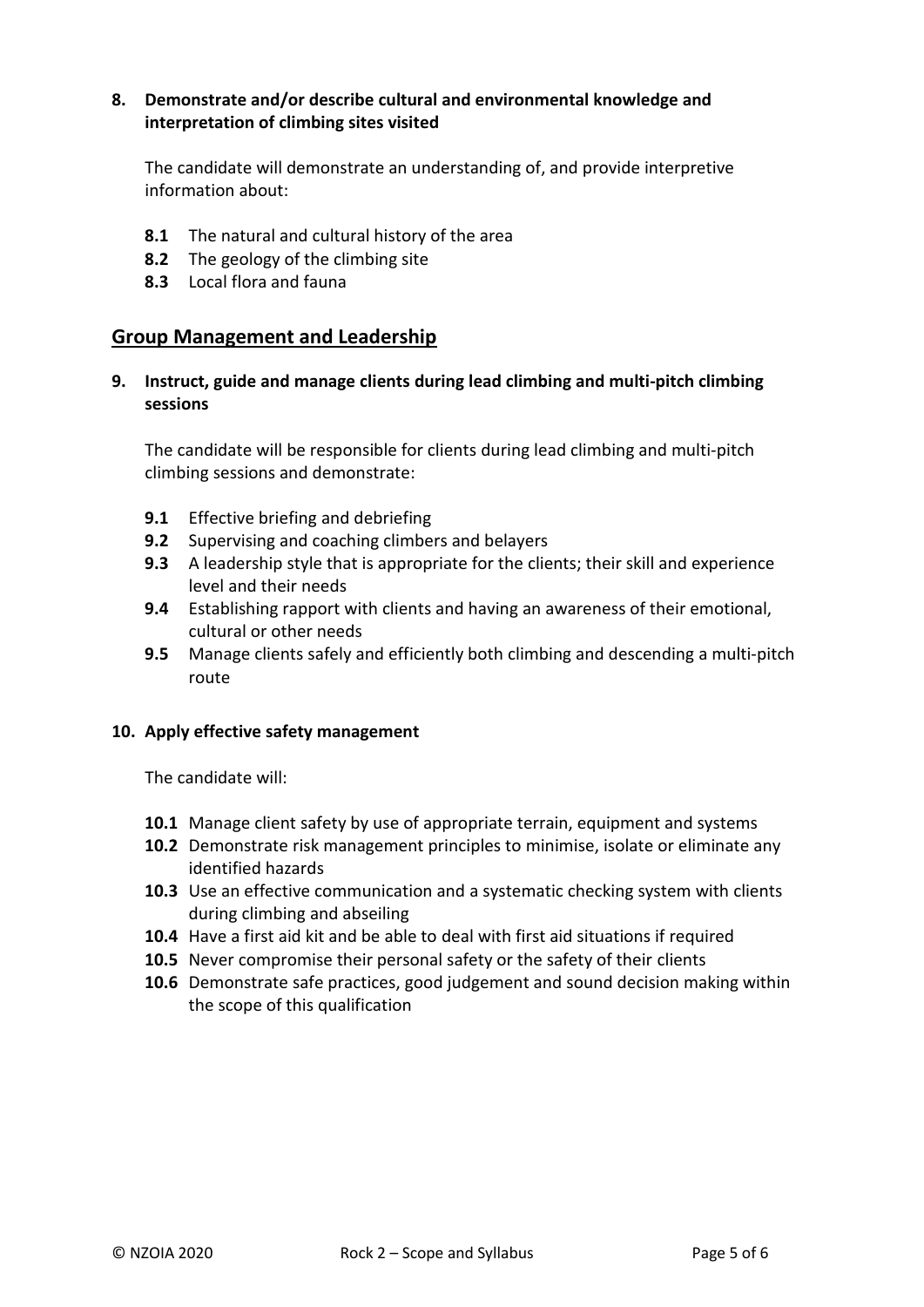**8. Demonstrate and/or describe cultural and environmental knowledge and interpretation of climbing sites visited**

The candidate will demonstrate an understanding of, and provide interpretive information about:

- **8.1** The natural and cultural history of the area
- **8.2** The geology of the climbing site
- **8.3** Local flora and fauna

## Group Management and Leadership

**9. Instruct, guide and manage clients during lead climbing and multi-pitch climbing sessions**

The candidate will be responsible for clients during lead climbing and multi-pitch climbing sessions and demonstrate:

- **9.1** Effective briefing and debriefing
- **9.2** Supervising and coaching climbers and belayers
- **9.3** A leadership style that is appropriate for the clients; their skill and experience level and their needs
- **9.4** Establishing rapport with clients and having an awareness of their emotional, cultural or other needs
- **9.5** Manage clients safely and efficiently both climbing and descending a multi-pitch route

**10. Apply effective safety management**

The candidate will:

- **10.1** Manage client safety by use of appropriate terrain, equipment and systems
- **10.2** Demonstrate risk management principles to minimise, isolate or eliminate any identified hazards
- **10.3** Use an effective communication and a systematic checking system with clients during climbing and abseiling
- **10.4** Have a first aid kit and be able to deal with first aid situations if required
- **10.5** Never compromise their personal safety or the safety of their clients
- **10.6** Demonstrate safe practices, good judgement and sound decision making within the scope of this qualification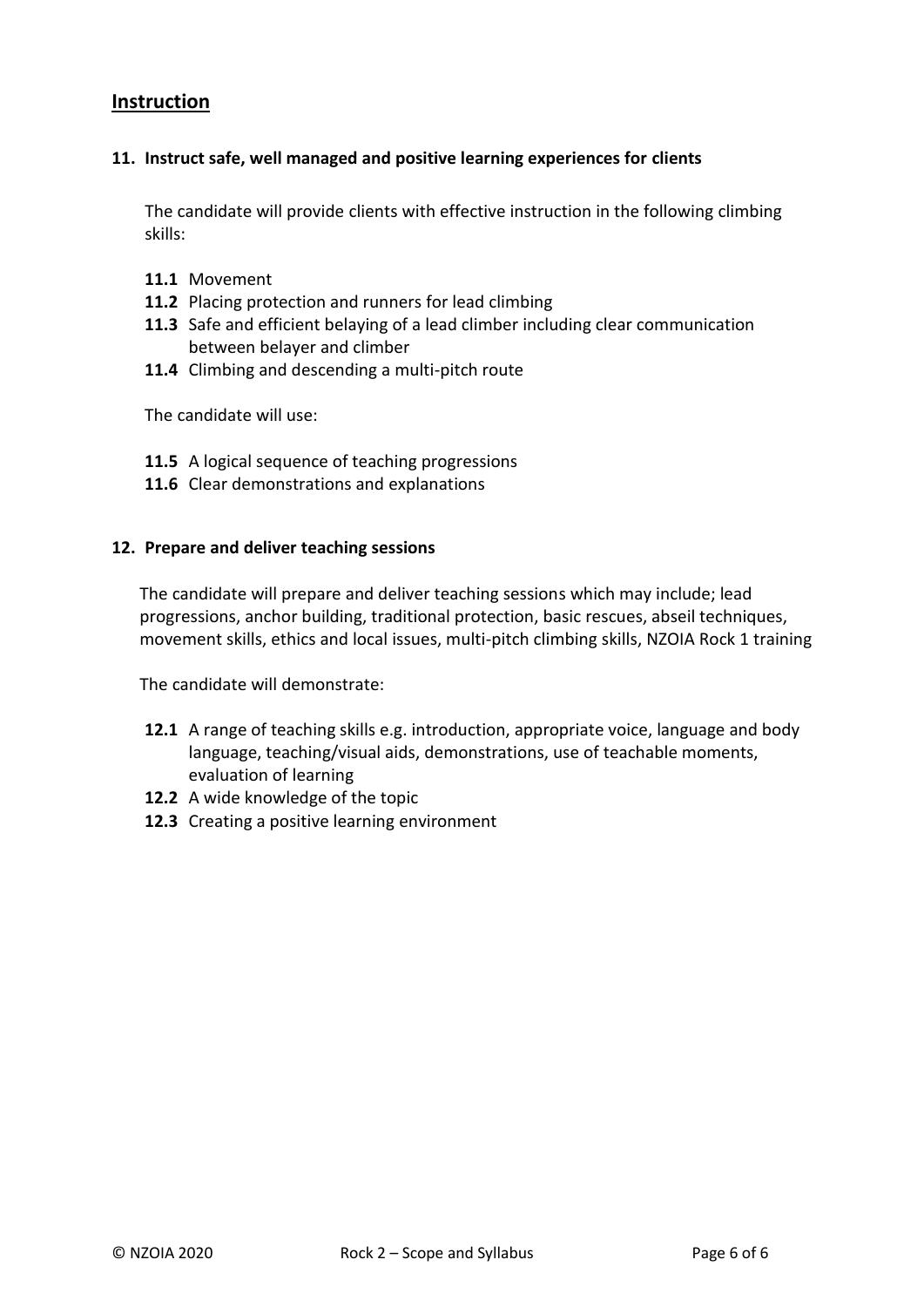## Instruction

### 11. Instruct safe, well managed and positive learning experiences for clients

The candidate will provide clients with effective instruction in the following climbing skills:

- **11.1** Movement
- **11.2** Placing protection and runners for lead climbing
- **11.3** Safe and efficient belaying of a lead climber including clear communication between belayer and climber
- **11.4** Climbing and descending a multi-pitch route

The candidate will use:

- **11.5** A logical sequence of teaching progressions
- **11.6** Clear demonstrations and explanations

### 12. Prepare and deliver teaching sessions

The candidate will prepare and deliver teaching sessions which may include; lead progressions, anchor building, traditional protection, basic rescues, abseil techniques, movement skills, ethics and local issues, multi-pitch climbing skills, NZOIA Rock 1 training

The candidate will demonstrate:

- **12.1** A range of teaching skills e.g. introduction, appropriate voice, language and body language, teaching/visual aids, demonstrations, use of teachable moments, evaluation of learning
- **12.2** A wide knowledge of the topic
- **12.3** Creating a positive learning environment